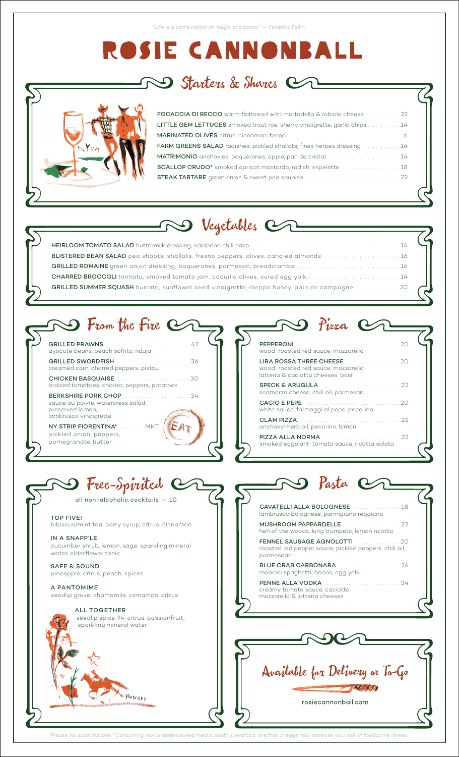"Life is a combination of magic and pasta." — Federico Fellini

# ROSIE CANNONBALL

## Starters & Shares

**FOCACCIA DI RECCO** warm flatbread with mortadella & robiola cheese ............ 22

**LITTLE GEM LETTUCES** smoked trout roe, sherry vinaigrette, garlic chips ............ 14

**MARINATED OLIVES** citrus, cinnamon, fennel ............ 6

**FARM GREENS SALAD** radishes, pickled shallots, fines herbes dressing ............ 14

**MATRIMONIO** anchovies, boquerones, apple, pan de cristal ............ 14

**SCALLOP CRUDO*** smoked apricot mostarda, radish, espelette ............ 18

**STEAK TARTARE** green onion & sweet pea soubise ............ 22

## Vegetables

**HEIRLOOM TOMATO SALAD** buttermilk dressing, calabrian chili crisp ............ 14

**BLISTERED BEAN SALAD** pea shoots, shallots, fresno peppers, olives, candied almonds ............ 16

**GRILLED ROMAINE** green onion dressing, boquerones, parmesan, breadcrumbs ............ 16

**CHARRED BROCCOLI** tonnato, smoked tomato jam, coquillo olives, cured egg yolk ............ 14

**GRILLED SUMMER SQUASH** burrata, sunflower seed vinaigrette, aleppo honey, pain de campagne ............ 20

## From the Fire

**GRILLED PRAWNS** ............ 42
ayocote beans, peach sofrito, nduja

**GRILLED SWORDFISH** ............ 36
creamed corn, charred peppers, pistou

**CHICKEN BASQUAISE** ............ 30
braised tomatoes, chorizo, peppers, potatoes

**BERKSHIRE PORK CHOP** ............ 34
sauce au poivre, watercress salad, preserved lemon, lambrusco vinaigrette

**NY STRIP FIORENTINA*** ............ MKT
pickled onion, peppers, pomegranate butter

## Pizza

**PEPPERONI** ............ 20
wood-roasted red sauce, mozzarella

**LIRA ROSSA THREE CHEESE** ............ 20
wood-roasted red sauce, mozzarella, latteria & caciotta cheeses, basil

**SPECK & ARUGULA** ............ 22
scamorza cheese, chili oil, parmesan

**CACIO E PEPE** ............ 20
white sauce, formaggi al pepe, pecorino

**CLAM PIZZA** ............ 22
anchovy-herb oil, pecorino, lemon

**PIZZA ALLA NORMA** ............ 22
smoked eggplant-tomato sauce, ricotta salata

## Free-Spirited

all non-alcoholic cocktails — 10

**TOP FIVE!**
hibiscus/mint tea, berry syrup, citrus, cinnamon

**IN A SNAPP'LE**
cucumber shrub, lemon, sage, sparkling mineral water, elderflower tonic

**SAFE & SOUND**
pineapple, citrus, peach, spices

**A PANTOMIME**
seedlip grove, chamomile, cinnamon, citrus

**ALL TOGETHER**
seedlip spice 94, citrus, passionfruit, sparkling mineral water

## Pasta

**CAVATELLI ALLA BOLOGNESE** ............ 18
lambrusco bolognese, parmigiano reggiano

**MUSHROOM PAPPARDELLE** ............ 22
hen of the woods, king trumpets, lemon ricotta

**FENNEL SAUSAGE AGNOLOTTI** ............ 20
roasted red pepper sauce, pickled peppers, chili oil, parmesan

**BLUE CRAB CARBONARA** ............ 26
mancini spaghetti, bacon, egg yolk

**PENNE ALLA VODKA** ............ 34
creamy tomato sauce, caciotta, mozzarella & latteria cheeses

## Available for Delivery or To-Go

rosiecannonball.com

Please, no substitutions. *Consuming raw or undercooked meats, poultry, seafood, shellfish or eggs may increase your risk of foodborne illness.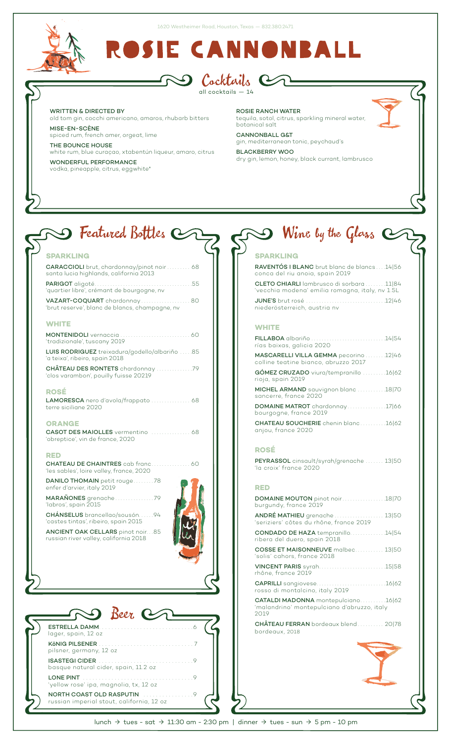1620 Westheimer Road, Houston, Texas — 832.380.2471

# ROSIE CANNONBALL

## Cocktails

all cocktails — 14

**WRITTEN & DIRECTED BY**
old tom gin, cocchi americano, amaros, rhubarb bitters

**MISE-EN-SCÈNE**
spiced rum, french amer, orgeat, lime

**THE BOUNCE HOUSE**
white rum, blue curaçao, xtabentún liqueur, amaro, citrus

**WONDERFUL PERFORMANCE**
vodka, pineapple, citrus, eggwhite*

**ROSIE RANCH WATER**
tequila, sotol, citrus, sparkling mineral water, botanical salt

**CANNONBALL G&T**
gin, mediterranean tonic, peychaud's

**BLACKBERRY WOO**
dry gin, lemon, honey, black currant, lambrusco

## Featured Bottles

### SPARKLING

**CARACCIOLI** brut, chardonnay/pinot noir ......... 68
santa lucia highlands, california 2013

**PARIGOT** aligoté ......... 55
'quartier libre', crémant de bourgogne, nv

**VAZART-COQUART** chardonnay ......... 80
'brut reserve', blanc de blancs, champagne, nv

### WHITE

**MONTENIDOLI** vernaccia ......... 60
'tradizionale', tuscany 2019

**LUIS RODRIGUEZ** treixadura/godello/albariño ......... 85
'a teixa', ribeiro, spain 2018

**CHÂTEAU DES RONTETS** chardonnay ......... 79
'clos varambon', pouilly fuisse 20219

### ROSÉ

**LAMORESCA** nero d'avola/frappato ......... 68
terre siciliane 2020

### ORANGE

**CASOT DES MAIOLLES** vermentino ......... 68
'abreptice', vin de france, 2020

### RED

**CHATEAU DE CHAINTRES** cab franc ......... 60
'les sables', loire valley, france, 2020

**DANILO THOMAIN** petit rouge ......... 78
enfer d'arvier, italy 2019

**MARAÑONES** grenache ......... 79
'labros', spain 2015

**CHÁNSELUS** brancellao/sousón ......... 94
'castes tintas', ribeiro, spain 2015

**ANCIENT OAK CELLARS** pinot noir ......... 85
russian river valley, california 2018

## Beer

**ESTRELLA DAMM** ......... 6
lager, spain, 12 oz

**KöNIG PILSENER** ......... 7
pilsner, germany, 12 oz

**ISASTEGI CIDER** ......... 9
basque natural cider, spain, 11.2 oz

**LONE PINT** ......... 9
'yellow rose' ipa, magnolia, tx, 12 oz

**NORTH COAST OLD RASPUTIN** ......... 9
russian imperial stout, california, 12 oz

## Wine by the Glass

### SPARKLING

**RAVENTÓS I BLANC** brut blanc de blancs ......... 14|56
conca del riu anoia, spain 2019

**CLETO CHIARLI** lambrusco di sorbara ......... 11|84
'vecchia modena' emilia romagna, italy, nv 1.5L

**JUNE'S** brut rosé ......... 12|46
niederösterreich, austria nv

### WHITE

**FILLABOA** albariño ......... 14|54
rías baixas, galicia 2020

**MASCARELLI VILLA GEMMA** pecorino ......... 12|46
colline teatine bianco, abruzzo 2017

**GÓMEZ CRUZADO** viura/tempranillo ......... 16|62
rioja, spain 2019

**MICHEL ARMAND** sauvignon blanc ......... 18|70
sancerre, france 2020

**DOMAINE MATROT** chardonnay ......... 17|66
bourgogne, france 2019

**CHATEAU SOUCHERIE** chenin blanc ......... 16|62
anjou, france 2020

### ROSÉ

**PEYRASSOL** cinsault/syrah/grenache ......... 13|50
'la croix' france 2020

### RED

**DOMAINE MOUTON** pinot noir ......... 18|70
burgundy, france 2019

**ANDRÉ MATHIEU** grenache ......... 13|50
'seriziers' côtes du rhône, france 2019

**CONDADO DE HAZA** tempranillo ......... 14|54
ribera del duero, spain 2018

**COSSE ET MAISONNEUVE** malbec ......... 13|50
'solis' cahors, france 2018

**VINCENT PARIS** syrah ......... 15|58
rhône, france 2019

**CAPRILLI** sangiovese ......... 16|62
rosso di montalcino, italy 2019

**CATALDI MADONNA** montepulciano ......... 16|62
'malandrino' montepulciano d'abruzzo, italy 2019

**CHÂTEAU FERRAN** bordeaux blend ......... 20|78
bordeaux, 2018

lunch → tues - sat → 11:30 am - 2:30 pm | dinner → tues - sun → 5 pm - 10 pm